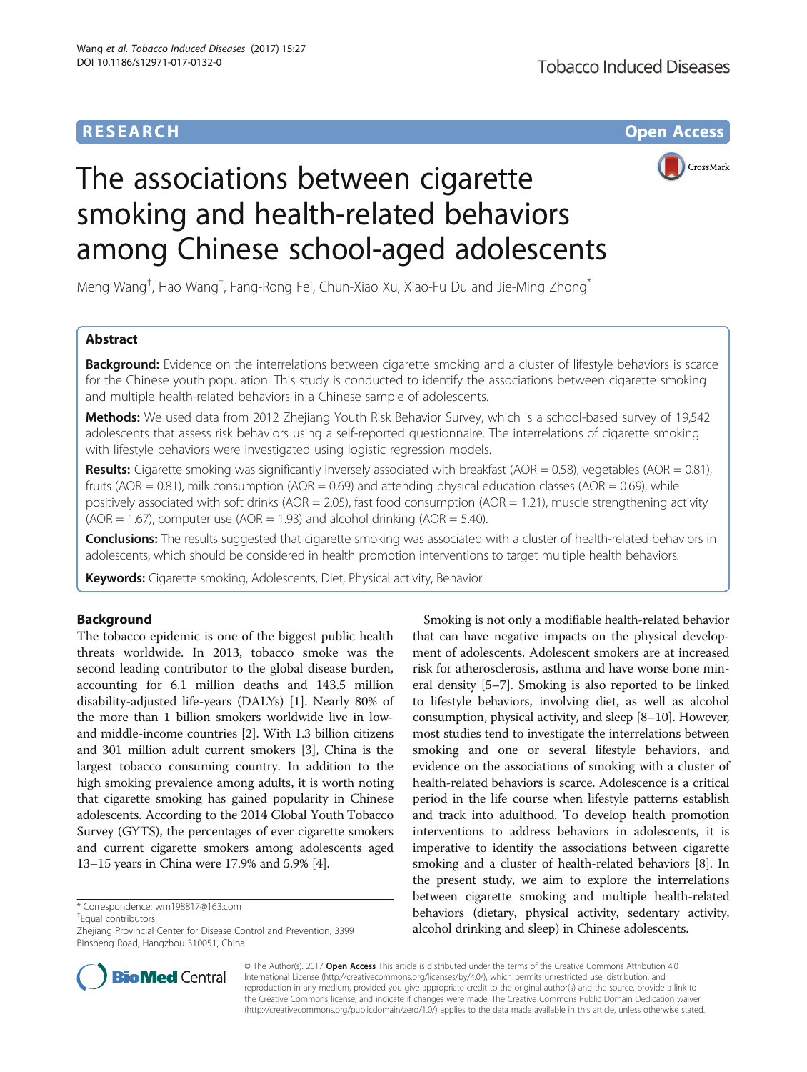RESEARCH

Open Access

# The associations between cigarette smoking and health-related behaviors among Chinese school-aged adolescents

Meng Wang[†], Hao Wang[†], Fang-Rong Fei, Chun-Xiao Xu, Xiao-Fu Du and Jie-Ming Zhong[*]

## Abstract

**Background:** Evidence on the interrelations between cigarette smoking and a cluster of lifestyle behaviors is scarce for the Chinese youth population. This study is conducted to identify the associations between cigarette smoking and multiple health-related behaviors in a Chinese sample of adolescents.

**Methods:** We used data from 2012 Zhejiang Youth Risk Behavior Survey, which is a school-based survey of 19,542 adolescents that assess risk behaviors using a self-reported questionnaire. The interrelations of cigarette smoking with lifestyle behaviors were investigated using logistic regression models.

**Results:** Cigarette smoking was significantly inversely associated with breakfast (AOR = 0.58), vegetables (AOR = 0.81), fruits (AOR = 0.81), milk consumption (AOR = 0.69) and attending physical education classes (AOR = 0.69), while positively associated with soft drinks (AOR = 2.05), fast food consumption (AOR = 1.21), muscle strengthening activity (AOR = 1.67), computer use (AOR = 1.93) and alcohol drinking (AOR = 5.40).

**Conclusions:** The results suggested that cigarette smoking was associated with a cluster of health-related behaviors in adolescents, which should be considered in health promotion interventions to target multiple health behaviors.

**Keywords:** Cigarette smoking, Adolescents, Diet, Physical activity, Behavior

## Background

The tobacco epidemic is one of the biggest public health threats worldwide. In 2013, tobacco smoke was the second leading contributor to the global disease burden, accounting for 6.1 million deaths and 143.5 million disability-adjusted life-years (DALYs) [1]. Nearly 80% of the more than 1 billion smokers worldwide live in low- and middle-income countries [2]. With 1.3 billion citizens and 301 million adult current smokers [3], China is the largest tobacco consuming country. In addition to the high smoking prevalence among adults, it is worth noting that cigarette smoking has gained popularity in Chinese adolescents. According to the 2014 Global Youth Tobacco Survey (GYTS), the percentages of ever cigarette smokers and current cigarette smokers among adolescents aged 13–15 years in China were 17.9% and 5.9% [4].

Smoking is not only a modifiable health-related behavior that can have negative impacts on the physical development of adolescents. Adolescent smokers are at increased risk for atherosclerosis, asthma and have worse bone mineral density [5–7]. Smoking is also reported to be linked to lifestyle behaviors, involving diet, as well as alcohol consumption, physical activity, and sleep [8–10]. However, most studies tend to investigate the interrelations between smoking and one or several lifestyle behaviors, and evidence on the associations of smoking with a cluster of health-related behaviors is scarce. Adolescence is a critical period in the life course when lifestyle patterns establish and track into adulthood. To develop health promotion interventions to address behaviors in adolescents, it is imperative to identify the associations between cigarette smoking and a cluster of health-related behaviors [8]. In the present study, we aim to explore the interrelations between cigarette smoking and multiple health-related behaviors (dietary, physical activity, sedentary activity, alcohol drinking and sleep) in Chinese adolescents.

* Correspondence: wm198817@163.com

[†]Equal contributors

Zhejiang Provincial Center for Disease Control and Prevention, 3399 Binsheng Road, Hangzhou 310051, China

© The Author(s). 2017 **Open Access** This article is distributed under the terms of the Creative Commons Attribution 4.0 International License (http://creativecommons.org/licenses/by/4.0/), which permits unrestricted use, distribution, and reproduction in any medium, provided you give appropriate credit to the original author(s) and the source, provide a link to the Creative Commons license, and indicate if changes were made. The Creative Commons Public Domain Dedication waiver (http://creativecommons.org/publicdomain/zero/1.0/) applies to the data made available in this article, unless otherwise stated.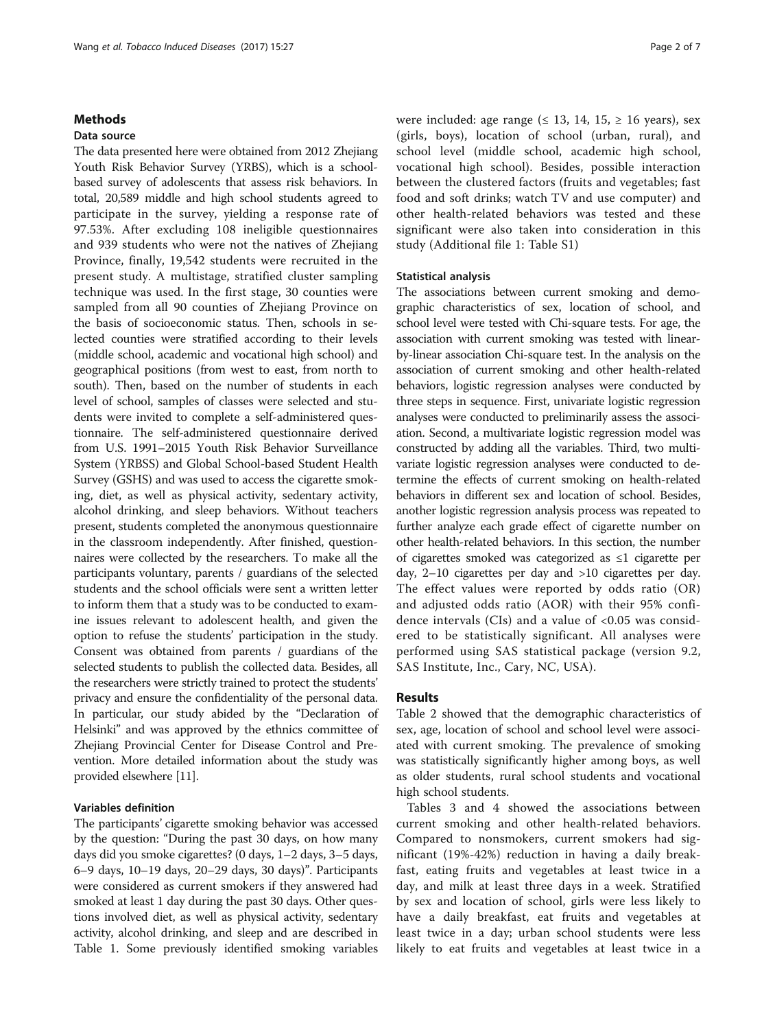## Methods

### Data source

The data presented here were obtained from 2012 Zhejiang Youth Risk Behavior Survey (YRBS), which is a school-based survey of adolescents that assess risk behaviors. In total, 20,589 middle and high school students agreed to participate in the survey, yielding a response rate of 97.53%. After excluding 108 ineligible questionnaires and 939 students who were not the natives of Zhejiang Province, finally, 19,542 students were recruited in the present study. A multistage, stratified cluster sampling technique was used. In the first stage, 30 counties were sampled from all 90 counties of Zhejiang Province on the basis of socioeconomic status. Then, schools in selected counties were stratified according to their levels (middle school, academic and vocational high school) and geographical positions (from west to east, from north to south). Then, based on the number of students in each level of school, samples of classes were selected and students were invited to complete a self-administered questionnaire. The self-administered questionnaire derived from U.S. 1991–2015 Youth Risk Behavior Surveillance System (YRBSS) and Global School-based Student Health Survey (GSHS) and was used to access the cigarette smoking, diet, as well as physical activity, sedentary activity, alcohol drinking, and sleep behaviors. Without teachers present, students completed the anonymous questionnaire in the classroom independently. After finished, questionnaires were collected by the researchers. To make all the participants voluntary, parents / guardians of the selected students and the school officials were sent a written letter to inform them that a study was to be conducted to examine issues relevant to adolescent health, and given the option to refuse the students' participation in the study. Consent was obtained from parents / guardians of the selected students to publish the collected data. Besides, all the researchers were strictly trained to protect the students' privacy and ensure the confidentiality of the personal data. In particular, our study abided by the "Declaration of Helsinki" and was approved by the ethnics committee of Zhejiang Provincial Center for Disease Control and Prevention. More detailed information about the study was provided elsewhere [11].

### Variables definition

The participants' cigarette smoking behavior was accessed by the question: "During the past 30 days, on how many days did you smoke cigarettes? (0 days, 1–2 days, 3–5 days, 6–9 days, 10–19 days, 20–29 days, 30 days)". Participants were considered as current smokers if they answered had smoked at least 1 day during the past 30 days. Other questions involved diet, as well as physical activity, sedentary activity, alcohol drinking, and sleep and are described in Table 1. Some previously identified smoking variables were included: age range (≤ 13, 14, 15, ≥ 16 years), sex (girls, boys), location of school (urban, rural), and school level (middle school, academic high school, vocational high school). Besides, possible interaction between the clustered factors (fruits and vegetables; fast food and soft drinks; watch TV and use computer) and other health-related behaviors was tested and these significant were also taken into consideration in this study (Additional file 1: Table S1)

### Statistical analysis

The associations between current smoking and demographic characteristics of sex, location of school, and school level were tested with Chi-square tests. For age, the association with current smoking was tested with linear-by-linear association Chi-square test. In the analysis on the association of current smoking and other health-related behaviors, logistic regression analyses were conducted by three steps in sequence. First, univariate logistic regression analyses were conducted to preliminarily assess the association. Second, a multivariate logistic regression model was constructed by adding all the variables. Third, two multivariate logistic regression analyses were conducted to determine the effects of current smoking on health-related behaviors in different sex and location of school. Besides, another logistic regression analysis process was repeated to further analyze each grade effect of cigarette number on other health-related behaviors. In this section, the number of cigarettes smoked was categorized as ≤1 cigarette per day, 2–10 cigarettes per day and >10 cigarettes per day. The effect values were reported by odds ratio (OR) and adjusted odds ratio (AOR) with their 95% confidence intervals (CIs) and a value of <0.05 was considered to be statistically significant. All analyses were performed using SAS statistical package (version 9.2, SAS Institute, Inc., Cary, NC, USA).

## Results

Table 2 showed that the demographic characteristics of sex, age, location of school and school level were associated with current smoking. The prevalence of smoking was statistically significantly higher among boys, as well as older students, rural school students and vocational high school students.

Tables 3 and 4 showed the associations between current smoking and other health-related behaviors. Compared to nonsmokers, current smokers had significant (19%-42%) reduction in having a daily breakfast, eating fruits and vegetables at least twice in a day, and milk at least three days in a week. Stratified by sex and location of school, girls were less likely to have a daily breakfast, eat fruits and vegetables at least twice in a day; urban school students were less likely to eat fruits and vegetables at least twice in a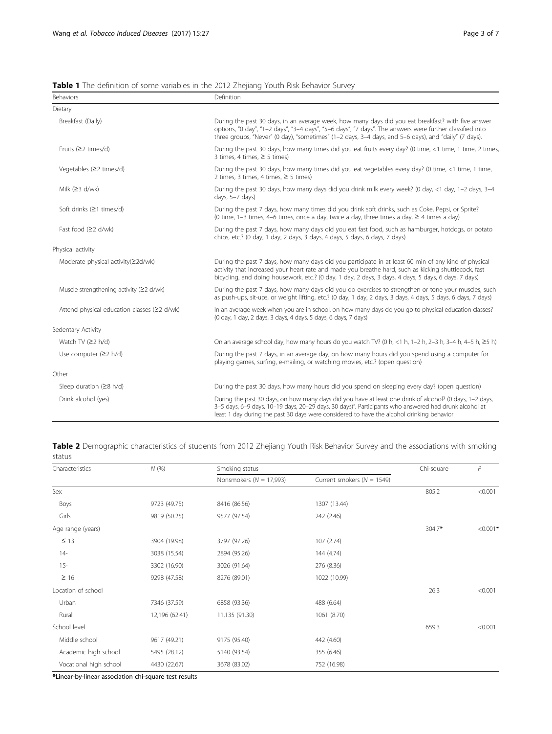**Table 1** The definition of some variables in the 2012 Zhejiang Youth Risk Behavior Survey

| Behaviors | Definition |
|---|---|
| Dietary | |
| Breakfast (Daily) | During the past 30 days, in an average week, how many days did you eat breakfast? with five answer options, "0 day", "1–2 days", "3–4 days", "5–6 days", "7 days". The answers were further classified into three groups, "Never" (0 day), "sometimes" (1–2 days, 3–4 days, and 5–6 days), and "daily" (7 days). |
| Fruits (≥2 times/d) | During the past 30 days, how many times did you eat fruits every day? (0 time, <1 time, 1 time, 2 times, 3 times, 4 times, ≥ 5 times) |
| Vegetables (≥2 times/d) | During the past 30 days, how many times did you eat vegetables every day? (0 time, <1 time, 1 time, 2 times, 3 times, 4 times, ≥ 5 times) |
| Milk (≥3 d/wk) | During the past 30 days, how many days did you drink milk every week? (0 day, <1 day, 1–2 days, 3–4 days, 5–7 days) |
| Soft drinks (≥1 times/d) | During the past 7 days, how many times did you drink soft drinks, such as Coke, Pepsi, or Sprite? (0 time, 1–3 times, 4–6 times, once a day, twice a day, three times a day, ≥ 4 times a day) |
| Fast food (≥2 d/wk) | During the past 7 days, how many days did you eat fast food, such as hamburger, hotdogs, or potato chips, etc.? (0 day, 1 day, 2 days, 3 days, 4 days, 5 days, 6 days, 7 days) |
| Physical activity | |
| Moderate physical activity(≥2d/wk) | During the past 7 days, how many days did you participate in at least 60 min of any kind of physical activity that increased your heart rate and made you breathe hard, such as kicking shuttlecock, fast bicycling, and doing housework, etc.? (0 day, 1 day, 2 days, 3 days, 4 days, 5 days, 6 days, 7 days) |
| Muscle strengthening activity (≥2 d/wk) | During the past 7 days, how many days did you do exercises to strengthen or tone your muscles, such as push-ups, sit-ups, or weight lifting, etc.? (0 day, 1 day, 2 days, 3 days, 4 days, 5 days, 6 days, 7 days) |
| Attend physical education classes (≥2 d/wk) | In an average week when you are in school, on how many days do you go to physical education classes? (0 day, 1 day, 2 days, 3 days, 4 days, 5 days, 6 days, 7 days) |
| Sedentary Activity | |
| Watch TV (≥2 h/d) | On an average school day, how many hours do you watch TV? (0 h, <1 h, 1–2 h, 2–3 h, 3–4 h, 4–5 h, ≥5 h) |
| Use computer (≥2 h/d) | During the past 7 days, in an average day, on how many hours did you spend using a computer for playing games, surfing, e-mailing, or watching movies, etc.? (open question) |
| Other | |
| Sleep duration (≥8 h/d) | During the past 30 days, how many hours did you spend on sleeping every day? (open question) |
| Drink alcohol (yes) | During the past 30 days, on how many days did you have at least one drink of alcohol? (0 days, 1–2 days, 3–5 days, 6–9 days, 10–19 days, 20–29 days, 30 days)". Participants who answered had drunk alcohol at least 1 day during the past 30 days were considered to have the alcohol drinking behavior |

**Table 2** Demographic characteristics of students from 2012 Zhejiang Youth Risk Behavior Survey and the associations with smoking status

| Characteristics | N (%) | Smoking status | | Chi-square | P |
|---|---|---|---|---|---|
| | | Nonsmokers (N = 17,993) | Current smokers (N = 1549) | | |
| Sex | | | | 805.2 | <0.001 |
| Boys | 9723 (49.75) | 8416 (86.56) | 1307 (13.44) | | |
| Girls | 9819 (50.25) | 9577 (97.54) | 242 (2.46) | | |
| Age range (years) | | | | 304.7* | <0.001* |
| ≤ 13 | 3904 (19.98) | 3797 (97.26) | 107 (2.74) | | |
| 14- | 3038 (15.54) | 2894 (95.26) | 144 (4.74) | | |
| 15- | 3302 (16.90) | 3026 (91.64) | 276 (8.36) | | |
| ≥ 16 | 9298 (47.58) | 8276 (89.01) | 1022 (10.99) | | |
| Location of school | | | | 26.3 | <0.001 |
| Urban | 7346 (37.59) | 6858 (93.36) | 488 (6.64) | | |
| Rural | 12,196 (62.41) | 11,135 (91.30) | 1061 (8.70) | | |
| School level | | | | 659.3 | <0.001 |
| Middle school | 9617 (49.21) | 9175 (95.40) | 442 (4.60) | | |
| Academic high school | 5495 (28.12) | 5140 (93.54) | 355 (6.46) | | |
| Vocational high school | 4430 (22.67) | 3678 (83.02) | 752 (16.98) | | |

*Linear-by-linear association chi-square test results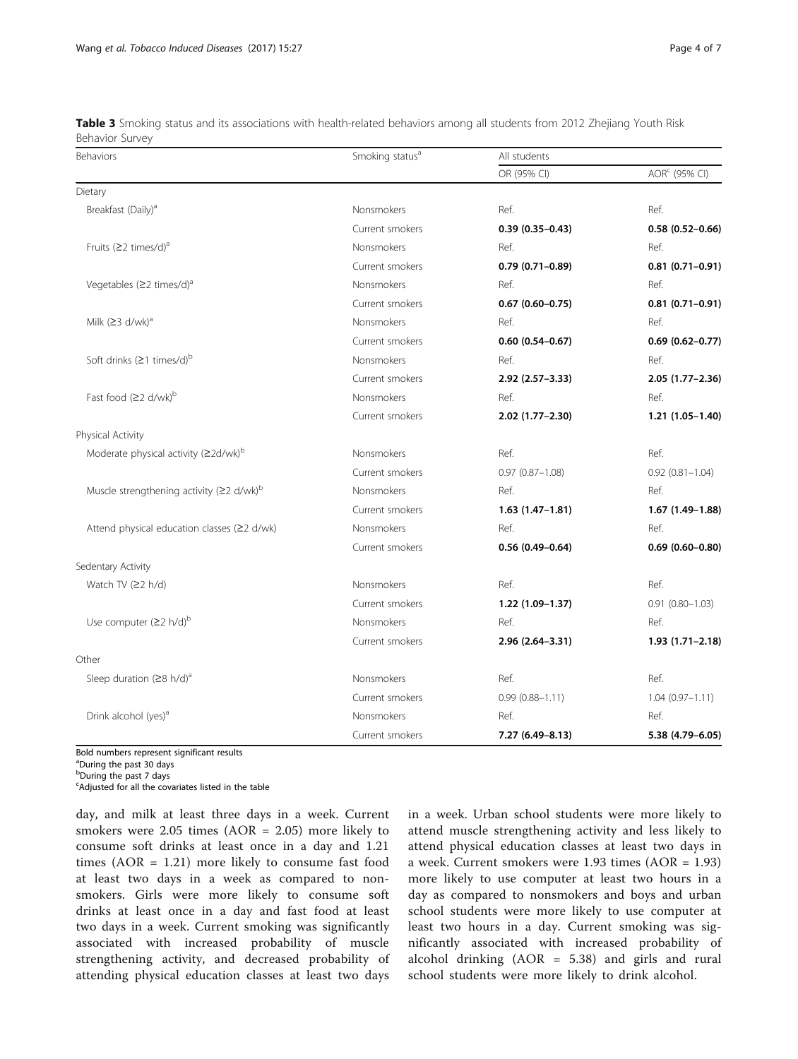**Table 3** Smoking status and its associations with health-related behaviors among all students from 2012 Zhejiang Youth Risk Behavior Survey

| Behaviors | Smoking status[a] | All students | |
|---|---|---|---|
| | | OR (95% CI) | AOR[c] (95% CI) |
| Dietary | | | |
| Breakfast (Daily)[a] | Nonsmokers | Ref. | Ref. |
| | Current smokers | **0.39 (0.35–0.43)** | **0.58 (0.52–0.66)** |
| Fruits (≥2 times/d)[a] | Nonsmokers | Ref. | Ref. |
| | Current smokers | **0.79 (0.71–0.89)** | **0.81 (0.71–0.91)** |
| Vegetables (≥2 times/d)[a] | Nonsmokers | Ref. | Ref. |
| | Current smokers | **0.67 (0.60–0.75)** | **0.81 (0.71–0.91)** |
| Milk (≥3 d/wk)[a] | Nonsmokers | Ref. | Ref. |
| | Current smokers | **0.60 (0.54–0.67)** | **0.69 (0.62–0.77)** |
| Soft drinks (≥1 times/d)[b] | Nonsmokers | Ref. | Ref. |
| | Current smokers | **2.92 (2.57–3.33)** | **2.05 (1.77–2.36)** |
| Fast food (≥2 d/wk)[b] | Nonsmokers | Ref. | Ref. |
| | Current smokers | **2.02 (1.77–2.30)** | **1.21 (1.05–1.40)** |
| Physical Activity | | | |
| Moderate physical activity (≥2d/wk)[b] | Nonsmokers | Ref. | Ref. |
| | Current smokers | 0.97 (0.87–1.08) | 0.92 (0.81–1.04) |
| Muscle strengthening activity (≥2 d/wk)[b] | Nonsmokers | Ref. | Ref. |
| | Current smokers | **1.63 (1.47–1.81)** | **1.67 (1.49–1.88)** |
| Attend physical education classes (≥2 d/wk) | Nonsmokers | Ref. | Ref. |
| | Current smokers | **0.56 (0.49–0.64)** | **0.69 (0.60–0.80)** |
| Sedentary Activity | | | |
| Watch TV (≥2 h/d) | Nonsmokers | Ref. | Ref. |
| | Current smokers | **1.22 (1.09–1.37)** | 0.91 (0.80–1.03) |
| Use computer (≥2 h/d)[b] | Nonsmokers | Ref. | Ref. |
| | Current smokers | **2.96 (2.64–3.31)** | **1.93 (1.71–2.18)** |
| Other | | | |
| Sleep duration (≥8 h/d)[a] | Nonsmokers | Ref. | Ref. |
| | Current smokers | 0.99 (0.88–1.11) | 1.04 (0.97–1.11) |
| Drink alcohol (yes)[a] | Nonsmokers | Ref. | Ref. |
| | Current smokers | **7.27 (6.49–8.13)** | **5.38 (4.79–6.05)** |

Bold numbers represent significant results
[a]During the past 30 days
[b]During the past 7 days
[c]Adjusted for all the covariates listed in the table

day, and milk at least three days in a week. Current smokers were 2.05 times (AOR = 2.05) more likely to consume soft drinks at least once in a day and 1.21 times (AOR = 1.21) more likely to consume fast food at least two days in a week as compared to non-smokers. Girls were more likely to consume soft drinks at least once in a day and fast food at least two days in a week. Current smoking was significantly associated with increased probability of muscle strengthening activity, and decreased probability of attending physical education classes at least two days in a week. Urban school students were more likely to attend muscle strengthening activity and less likely to attend physical education classes at least two days in a week. Current smokers were 1.93 times (AOR = 1.93) more likely to use computer at least two hours in a day as compared to nonsmokers and boys and urban school students were more likely to use computer at least two hours in a day. Current smoking was significantly associated with increased probability of alcohol drinking (AOR = 5.38) and girls and rural school students were more likely to drink alcohol.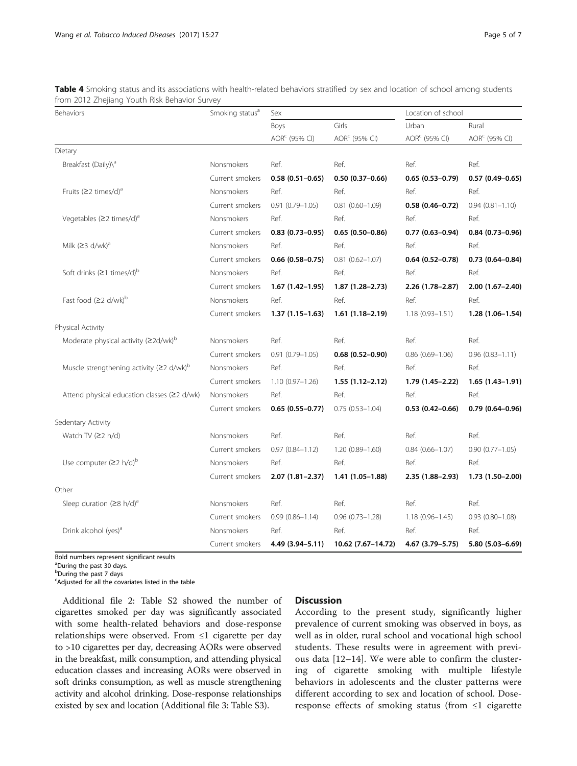**Table 4** Smoking status and its associations with health-related behaviors stratified by sex and location of school among students from 2012 Zhejiang Youth Risk Behavior Survey

| Behaviors | Smoking status[a] | Sex | | Location of school | |
|---|---|---|---|---|---|
| | | Boys | Girls | Urban | Rural |
| | | AOR[c] (95% CI) | AOR[c] (95% CI) | AOR[c] (95% CI) | AOR[c] (95% CI) |
| Dietary | | | | | |
| Breakfast (Daily)\[a] | Nonsmokers | Ref. | Ref. | Ref. | Ref. |
| | Current smokers | **0.58 (0.51–0.65)** | **0.50 (0.37–0.66)** | **0.65 (0.53–0.79)** | **0.57 (0.49–0.65)** |
| Fruits (≥2 times/d)[a] | Nonsmokers | Ref. | Ref. | Ref. | Ref. |
| | Current smokers | 0.91 (0.79–1.05) | 0.81 (0.60–1.09) | **0.58 (0.46–0.72)** | 0.94 (0.81–1.10) |
| Vegetables (≥2 times/d)[a] | Nonsmokers | Ref. | Ref. | Ref. | Ref. |
| | Current smokers | **0.83 (0.73–0.95)** | **0.65 (0.50–0.86)** | **0.77 (0.63–0.94)** | **0.84 (0.73–0.96)** |
| Milk (≥3 d/wk)[a] | Nonsmokers | Ref. | Ref. | Ref. | Ref. |
| | Current smokers | **0.66 (0.58–0.75)** | 0.81 (0.62–1.07) | **0.64 (0.52–0.78)** | **0.73 (0.64–0.84)** |
| Soft drinks (≥1 times/d)[b] | Nonsmokers | Ref. | Ref. | Ref. | Ref. |
| | Current smokers | **1.67 (1.42–1.95)** | **1.87 (1.28–2.73)** | **2.26 (1.78–2.87)** | **2.00 (1.67–2.40)** |
| Fast food (≥2 d/wk)[b] | Nonsmokers | Ref. | Ref. | Ref. | Ref. |
| | Current smokers | **1.37 (1.15–1.63)** | **1.61 (1.18–2.19)** | 1.18 (0.93–1.51) | **1.28 (1.06–1.54)** |
| Physical Activity | | | | | |
| Moderate physical activity (≥2d/wk)[b] | Nonsmokers | Ref. | Ref. | Ref. | Ref. |
| | Current smokers | 0.91 (0.79–1.05) | **0.68 (0.52–0.90)** | 0.86 (0.69–1.06) | 0.96 (0.83–1.11) |
| Muscle strengthening activity (≥2 d/wk)[b] | Nonsmokers | Ref. | Ref. | Ref. | Ref. |
| | Current smokers | 1.10 (0.97–1.26) | **1.55 (1.12–2.12)** | **1.79 (1.45–2.22)** | **1.65 (1.43–1.91)** |
| Attend physical education classes (≥2 d/wk) | Nonsmokers | Ref. | Ref. | Ref. | Ref. |
| | Current smokers | **0.65 (0.55–0.77)** | 0.75 (0.53–1.04) | **0.53 (0.42–0.66)** | **0.79 (0.64–0.96)** |
| Sedentary Activity | | | | | |
| Watch TV (≥2 h/d) | Nonsmokers | Ref. | Ref. | Ref. | Ref. |
| | Current smokers | 0.97 (0.84–1.12) | 1.20 (0.89–1.60) | 0.84 (0.66–1.07) | 0.90 (0.77–1.05) |
| Use computer (≥2 h/d)[b] | Nonsmokers | Ref. | Ref. | Ref. | Ref. |
| | Current smokers | **2.07 (1.81–2.37)** | **1.41 (1.05–1.88)** | **2.35 (1.88–2.93)** | **1.73 (1.50–2.00)** |
| Other | | | | | |
| Sleep duration (≥8 h/d)[a] | Nonsmokers | Ref. | Ref. | Ref. | Ref. |
| | Current smokers | 0.99 (0.86–1.14) | 0.96 (0.73–1.28) | 1.18 (0.96–1.45) | 0.93 (0.80–1.08) |
| Drink alcohol (yes)[a] | Nonsmokers | Ref. | Ref. | Ref. | Ref. |
| | Current smokers | **4.49 (3.94–5.11)** | **10.62 (7.67–14.72)** | **4.67 (3.79–5.75)** | **5.80 (5.03–6.69)** |

Bold numbers represent significant results
[a]During the past 30 days.
[b]During the past 7 days
[c]Adjusted for all the covariates listed in the table

Additional file 2: Table S2 showed the number of cigarettes smoked per day was significantly associated with some health-related behaviors and dose-response relationships were observed. From ≤1 cigarette per day to >10 cigarettes per day, decreasing AORs were observed in the breakfast, milk consumption, and attending physical education classes and increasing AORs were observed in soft drinks consumption, as well as muscle strengthening activity and alcohol drinking. Dose-response relationships existed by sex and location (Additional file 3: Table S3).

## Discussion

According to the present study, significantly higher prevalence of current smoking was observed in boys, as well as in older, rural school and vocational high school students. These results were in agreement with previous data [12–14]. We were able to confirm the clustering of cigarette smoking with multiple lifestyle behaviors in adolescents and the cluster patterns were different according to sex and location of school. Dose-response effects of smoking status (from ≤1 cigarette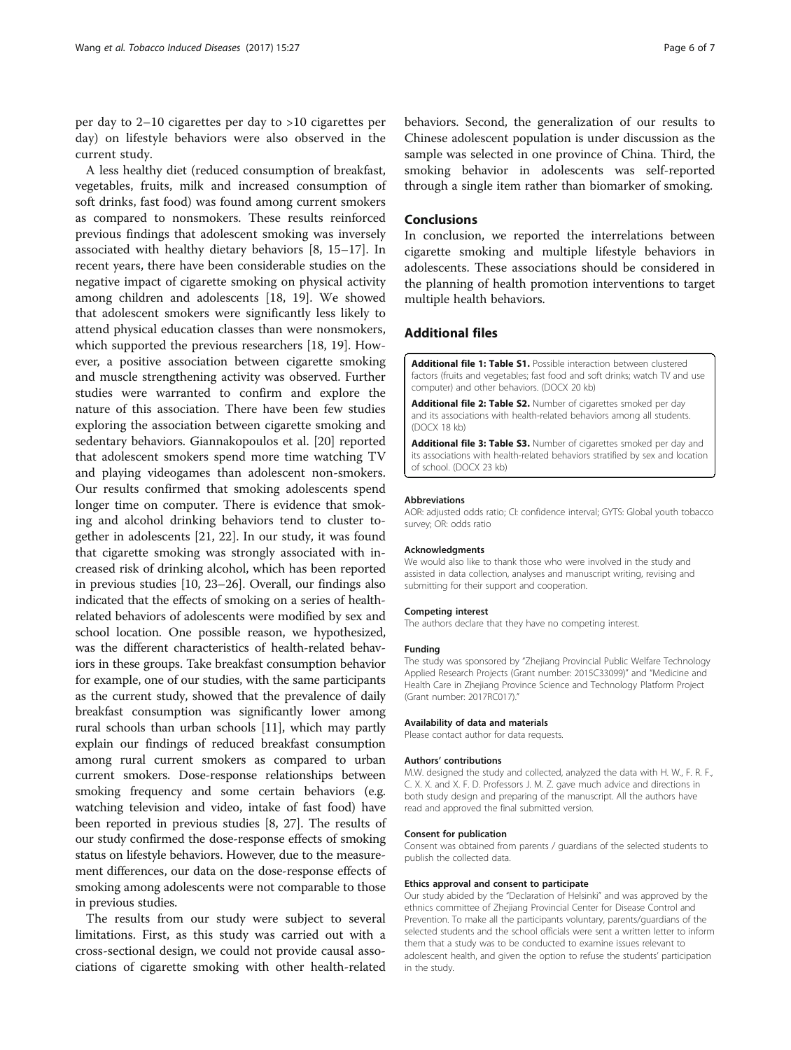per day to 2–10 cigarettes per day to >10 cigarettes per day) on lifestyle behaviors were also observed in the current study.

A less healthy diet (reduced consumption of breakfast, vegetables, fruits, milk and increased consumption of soft drinks, fast food) was found among current smokers as compared to nonsmokers. These results reinforced previous findings that adolescent smoking was inversely associated with healthy dietary behaviors [8, 15–17]. In recent years, there have been considerable studies on the negative impact of cigarette smoking on physical activity among children and adolescents [18, 19]. We showed that adolescent smokers were significantly less likely to attend physical education classes than were nonsmokers, which supported the previous researchers [18, 19]. However, a positive association between cigarette smoking and muscle strengthening activity was observed. Further studies were warranted to confirm and explore the nature of this association. There have been few studies exploring the association between cigarette smoking and sedentary behaviors. Giannakopoulos et al. [20] reported that adolescent smokers spend more time watching TV and playing videogames than adolescent non-smokers. Our results confirmed that smoking adolescents spend longer time on computer. There is evidence that smoking and alcohol drinking behaviors tend to cluster together in adolescents [21, 22]. In our study, it was found that cigarette smoking was strongly associated with increased risk of drinking alcohol, which has been reported in previous studies [10, 23–26]. Overall, our findings also indicated that the effects of smoking on a series of health-related behaviors of adolescents were modified by sex and school location. One possible reason, we hypothesized, was the different characteristics of health-related behaviors in these groups. Take breakfast consumption behavior for example, one of our studies, with the same participants as the current study, showed that the prevalence of daily breakfast consumption was significantly lower among rural schools than urban schools [11], which may partly explain our findings of reduced breakfast consumption among rural current smokers as compared to urban current smokers. Dose-response relationships between smoking frequency and some certain behaviors (e.g. watching television and video, intake of fast food) have been reported in previous studies [8, 27]. The results of our study confirmed the dose-response effects of smoking status on lifestyle behaviors. However, due to the measurement differences, our data on the dose-response effects of smoking among adolescents were not comparable to those in previous studies.

The results from our study were subject to several limitations. First, as this study was carried out with a cross-sectional design, we could not provide causal associations of cigarette smoking with other health-related behaviors. Second, the generalization of our results to Chinese adolescent population is under discussion as the sample was selected in one province of China. Third, the smoking behavior in adolescents was self-reported through a single item rather than biomarker of smoking.

## Conclusions

In conclusion, we reported the interrelations between cigarette smoking and multiple lifestyle behaviors in adolescents. These associations should be considered in the planning of health promotion interventions to target multiple health behaviors.

## Additional files

**Additional file 1: Table S1.** Possible interaction between clustered factors (fruits and vegetables; fast food and soft drinks; watch TV and use computer) and other behaviors. (DOCX 20 kb)

**Additional file 2: Table S2.** Number of cigarettes smoked per day and its associations with health-related behaviors among all students. (DOCX 18 kb)

**Additional file 3: Table S3.** Number of cigarettes smoked per day and its associations with health-related behaviors stratified by sex and location of school. (DOCX 23 kb)

#### Abbreviations

AOR: adjusted odds ratio; CI: confidence interval; GYTS: Global youth tobacco survey; OR: odds ratio

#### Acknowledgments

We would also like to thank those who were involved in the study and assisted in data collection, analyses and manuscript writing, revising and submitting for their support and cooperation.

#### Competing interest

The authors declare that they have no competing interest.

#### Funding

The study was sponsored by "Zhejiang Provincial Public Welfare Technology Applied Research Projects (Grant number: 2015C33099)" and "Medicine and Health Care in Zhejiang Province Science and Technology Platform Project (Grant number: 2017RC017)."

#### Availability of data and materials

Please contact author for data requests.

#### Authors' contributions

M.W. designed the study and collected, analyzed the data with H. W., F. R. F., C. X. X. and X. F. D. Professors J. M. Z. gave much advice and directions in both study design and preparing of the manuscript. All the authors have read and approved the final submitted version.

#### Consent for publication

Consent was obtained from parents / guardians of the selected students to publish the collected data.

#### Ethics approval and consent to participate

Our study abided by the "Declaration of Helsinki" and was approved by the ethnics committee of Zhejiang Provincial Center for Disease Control and Prevention. To make all the participants voluntary, parents/guardians of the selected students and the school officials were sent a written letter to inform them that a study was to be conducted to examine issues relevant to adolescent health, and given the option to refuse the students' participation in the study.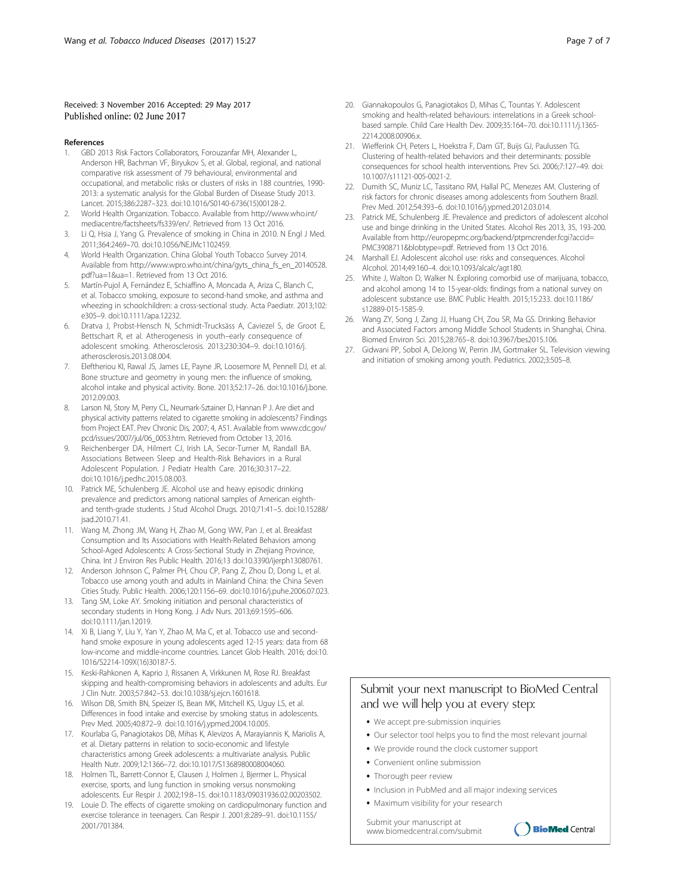Received: 3 November 2016 Accepted: 29 May 2017
Published online: 02 June 2017

## References

1. GBD 2013 Risk Factors Collaborators, Forouzanfar MH, Alexander L, Anderson HR, Bachman VF, Biryukov S, et al. Global, regional, and national comparative risk assessment of 79 behavioural, environmental and occupational, and metabolic risks or clusters of risks in 188 countries, 1990-2013: a systematic analysis for the Global Burden of Disease Study 2013. Lancet. 2015;386:2287–323. doi:10.1016/S0140-6736(15)00128-2.
2. World Health Organization. Tobacco. Available from http://www.who.int/mediacentre/factsheets/fs339/en/. Retrieved from 13 Oct 2016.
3. Li Q, Hsia J, Yang G. Prevalence of smoking in China in 2010. N Engl J Med. 2011;364:2469–70. doi:10.1056/NEJMc1102459.
4. World Health Organization. China Global Youth Tobacco Survey 2014. Available from http://www.wpro.who.int/china/gyts_china_fs_en_20140528.pdf?ua=1&ua=1. Retrieved from 13 Oct 2016.
5. Martín-Pujol A, Fernández E, Schiaffino A, Moncada A, Ariza C, Blanch C, et al. Tobacco smoking, exposure to second-hand smoke, and asthma and wheezing in schoolchildren: a cross-sectional study. Acta Paediatr. 2013;102:e305–9. doi:10.1111/apa.12232.
6. Dratva J, Probst-Hensch N, Schmidt-Trucksäss A, Caviezel S, de Groot E, Bettschart R, et al. Atherogenesis in youth–early consequence of adolescent smoking. Atherosclerosis. 2013;230:304–9. doi:10.1016/j.atherosclerosis.2013.08.004.
7. Eleftheriou KI, Rawal JS, James LE, Payne JR, Loosemore M, Pennell DJ, et al. Bone structure and geometry in young men: the influence of smoking, alcohol intake and physical activity. Bone. 2013;52:17–26. doi:10.1016/j.bone.2012.09.003.
8. Larson NI, Story M, Perry CL, Neumark-Sztainer D, Hannan P J. Are diet and physical activity patterns related to cigarette smoking in adolescents? Findings from Project EAT. Prev Chronic Dis, 2007; 4, A51. Available from www.cdc.gov/pcd/issues/2007/jul/06_0053.htm. Retrieved from October 13, 2016.
9. Reichenberger DA, Hilmert CJ, Irish LA, Secor-Turner M, Randall BA. Associations Between Sleep and Health-Risk Behaviors in a Rural Adolescent Population. J Pediatr Health Care. 2016;30:317–22. doi:10.1016/j.pedhc.2015.08.003.
10. Patrick ME, Schulenberg JE. Alcohol use and heavy episodic drinking prevalence and predictors among national samples of American eighth- and tenth-grade students. J Stud Alcohol Drugs. 2010;71:41–5. doi:10.15288/jsad.2010.71.41.
11. Wang M, Zhong JM, Wang H, Zhao M, Gong WW, Pan J, et al. Breakfast Consumption and Its Associations with Health-Related Behaviors among School-Aged Adolescents: A Cross-Sectional Study in Zhejiang Province, China. Int J Environ Res Public Health. 2016;13 doi:10.3390/ijerph13080761.
12. Anderson Johnson C, Palmer PH, Chou CP, Pang Z, Zhou D, Dong L, et al. Tobacco use among youth and adults in Mainland China: the China Seven Cities Study. Public Health. 2006;120:1156–69. doi:10.1016/j.puhe.2006.07.023.
13. Tang SM, Loke AY. Smoking initiation and personal characteristics of secondary students in Hong Kong. J Adv Nurs. 2013;69:1595–606. doi:10.1111/jan.12019.
14. Xi B, Liang Y, Liu Y, Yan Y, Zhao M, Ma C, et al. Tobacco use and second-hand smoke exposure in young adolescents aged 12-15 years: data from 68 low-income and middle-income countries. Lancet Glob Health. 2016; doi:10.1016/S2214-109X(16)30187-5.
15. Keski-Rahkonen A, Kaprio J, Rissanen A, Virkkunen M, Rose RJ. Breakfast skipping and health-compromising behaviors in adolescents and adults. Eur J Clin Nutr. 2003;57:842–53. doi:10.1038/sj.ejcn.1601618.
16. Wilson DB, Smith BN, Speizer IS, Bean MK, Mitchell KS, Uguy LS, et al. Differences in food intake and exercise by smoking status in adolescents. Prev Med. 2005;40:872–9. doi:10.1016/j.ypmed.2004.10.005.
17. Kourlaba G, Panagiotakos DB, Mihas K, Alevizos A, Marayiannis K, Mariolis A, et al. Dietary patterns in relation to socio-economic and lifestyle characteristics among Greek adolescents: a multivariate analysis. Public Health Nutr. 2009;12:1366–72. doi:10.1017/S1368980008004060.
18. Holmen TL, Barrett-Connor E, Clausen J, Holmen J, Bjermer L. Physical exercise, sports, and lung function in smoking versus nonsmoking adolescents. Eur Respir J. 2002;19:8–15. doi:10.1183/09031936.02.00203502.
19. Louie D. The effects of cigarette smoking on cardiopulmonary function and exercise tolerance in teenagers. Can Respir J. 2001;8:289–91. doi:10.1155/2001/701384.
20. Giannakopoulos G, Panagiotakos D, Mihas C, Tountas Y. Adolescent smoking and health-related behaviours: interrelations in a Greek school-based sample. Child Care Health Dev. 2009;35:164–70. doi:10.1111/j.1365-2214.2008.00906.x.
21. Wiefferink CH, Peters L, Hoekstra F, Dam GT, Buijs GJ, Paulussen TG. Clustering of health-related behaviors and their determinants: possible consequences for school health interventions. Prev Sci. 2006;7:127–49. doi:10.1007/s11121-005-0021-2.
22. Dumith SC, Muniz LC, Tassitano RM, Hallal PC, Menezes AM. Clustering of risk factors for chronic diseases among adolescents from Southern Brazil. Prev Med. 2012;54:393–6. doi:10.1016/j.ypmed.2012.03.014.
23. Patrick ME, Schulenberg JE. Prevalence and predictors of adolescent alcohol use and binge drinking in the United States. Alcohol Res 2013, 35, 193-200. Available from http://europepmc.org/backend/ptpmcrender.fcgi?accid=PMC3908711&blobtype=pdf. Retrieved from 13 Oct 2016.
24. Marshall EJ. Adolescent alcohol use: risks and consequences. Alcohol Alcohol. 2014;49:160–4. doi:10.1093/alcalc/agt180.
25. White J, Walton D, Walker N. Exploring comorbid use of marijuana, tobacco, and alcohol among 14 to 15-year-olds: findings from a national survey on adolescent substance use. BMC Public Health. 2015;15:233. doi:10.1186/s12889-015-1585-9.
26. Wang ZY, Song J, Zang JJ, Huang CH, Zou SR, Ma GS. Drinking Behavior and Associated Factors among Middle School Students in Shanghai, China. Biomed Environ Sci. 2015;28:765–8. doi:10.3967/bes2015.106.
27. Gidwani PP, Sobol A, DeJong W, Perrin JM, Gortmaker SL. Television viewing and initiation of smoking among youth. Pediatrics. 2002;3:505–8.